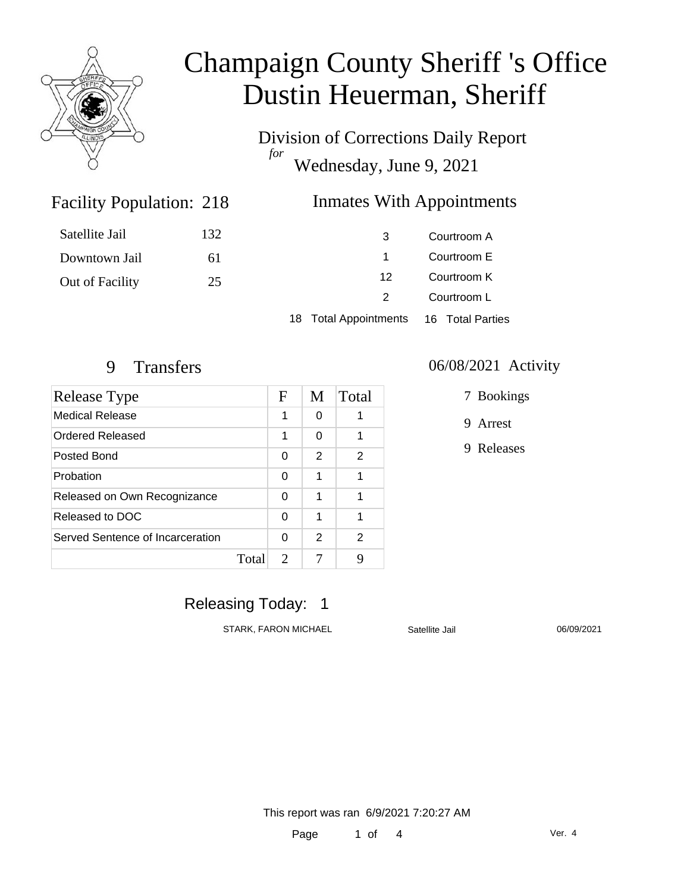# Champaign County Sheriff 's Office
# Dustin Heuerman, Sheriff

Division of Corrections Daily Report
*for*
Wednesday, June 9, 2021

## Facility Population: 218

| | |
|---|---|
| Satellite Jail | 132 |
| Downtown Jail | 61 |
| Out of Facility | 25 |

## Inmates With Appointments

| | |
|---|---|
| 3 | Courtroom A |
| 1 | Courtroom E |
| 12 | Courtroom K |
| 2 | Courtroom L |

18 Total Appointments    16 Total Parties

## 9 Transfers

| Release Type | F | M | Total |
|---|---|---|---|
| Medical Release | 1 | 0 | 1 |
| Ordered Released | 1 | 0 | 1 |
| Posted Bond | 0 | 2 | 2 |
| Probation | 0 | 1 | 1 |
| Released on Own Recognizance | 0 | 1 | 1 |
| Released to DOC | 0 | 1 | 1 |
| Served Sentence of Incarceration | 0 | 2 | 2 |
| Total | 2 | 7 | 9 |

## 06/08/2021 Activity

- 7 Bookings
- 9 Arrest
- 9 Releases

## Releasing Today: 1

| | | |
|---|---|---|
| STARK, FARON MICHAEL | Satellite Jail | 06/09/2021 |

This report was ran 6/9/2021 7:20:27 AM

Ver. 4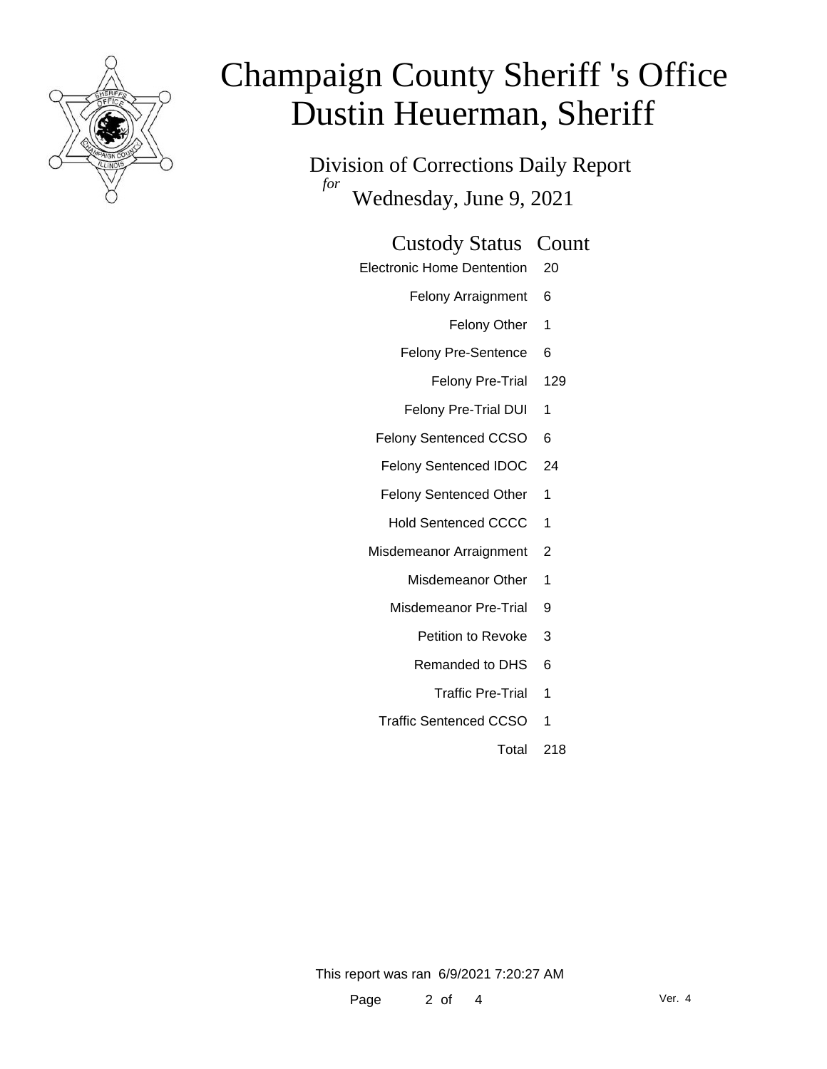# Champaign County Sheriff 's Office
# Dustin Heuerman, Sheriff

Division of Corrections Daily Report

*for* Wednesday, June 9, 2021

| Custody Status | Count |
|---|---|
| Electronic Home Dentention | 20 |
| Felony Arraignment | 6 |
| Felony Other | 1 |
| Felony Pre-Sentence | 6 |
| Felony Pre-Trial | 129 |
| Felony Pre-Trial DUI | 1 |
| Felony Sentenced CCSO | 6 |
| Felony Sentenced IDOC | 24 |
| Felony Sentenced Other | 1 |
| Hold Sentenced CCCC | 1 |
| Misdemeanor Arraignment | 2 |
| Misdemeanor Other | 1 |
| Misdemeanor Pre-Trial | 9 |
| Petition to Revoke | 3 |
| Remanded to DHS | 6 |
| Traffic Pre-Trial | 1 |
| Traffic Sentenced CCSO | 1 |
| Total | 218 |

This report was ran 6/9/2021 7:20:27 AM

Ver. 4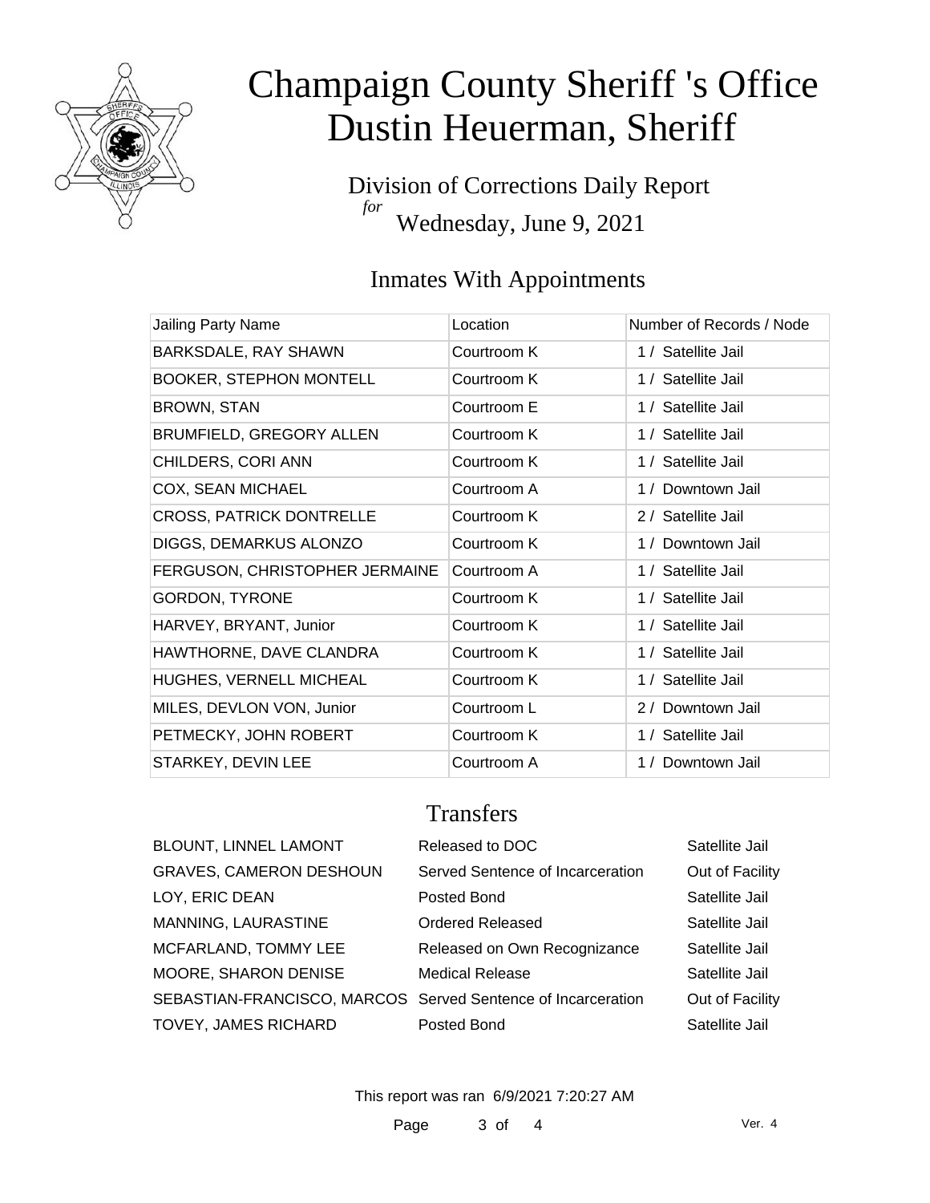# Champaign County Sheriff 's Office
# Dustin Heuerman, Sheriff

Division of Corrections Daily Report
*for*
Wednesday, June 9, 2021

## Inmates With Appointments

| Jailing Party Name | Location | Number of Records / Node |
|---|---|---|
| BARKSDALE, RAY SHAWN | Courtroom K | 1 / Satellite Jail |
| BOOKER, STEPHON MONTELL | Courtroom K | 1 / Satellite Jail |
| BROWN, STAN | Courtroom E | 1 / Satellite Jail |
| BRUMFIELD, GREGORY ALLEN | Courtroom K | 1 / Satellite Jail |
| CHILDERS, CORI ANN | Courtroom K | 1 / Satellite Jail |
| COX, SEAN MICHAEL | Courtroom A | 1 / Downtown Jail |
| CROSS, PATRICK DONTRELLE | Courtroom K | 2 / Satellite Jail |
| DIGGS, DEMARKUS ALONZO | Courtroom K | 1 / Downtown Jail |
| FERGUSON, CHRISTOPHER JERMAINE | Courtroom A | 1 / Satellite Jail |
| GORDON, TYRONE | Courtroom K | 1 / Satellite Jail |
| HARVEY, BRYANT, Junior | Courtroom K | 1 / Satellite Jail |
| HAWTHORNE, DAVE CLANDRA | Courtroom K | 1 / Satellite Jail |
| HUGHES, VERNELL MICHEAL | Courtroom K | 1 / Satellite Jail |
| MILES, DEVLON VON, Junior | Courtroom L | 2 / Downtown Jail |
| PETMECKY, JOHN ROBERT | Courtroom K | 1 / Satellite Jail |
| STARKEY, DEVIN LEE | Courtroom A | 1 / Downtown Jail |

## Transfers

| | | |
|---|---|---|
| BLOUNT, LINNEL LAMONT | Released to DOC | Satellite Jail |
| GRAVES, CAMERON DESHOUN | Served Sentence of Incarceration | Out of Facility |
| LOY, ERIC DEAN | Posted Bond | Satellite Jail |
| MANNING, LAURASTINE | Ordered Released | Satellite Jail |
| MCFARLAND, TOMMY LEE | Released on Own Recognizance | Satellite Jail |
| MOORE, SHARON DENISE | Medical Release | Satellite Jail |
| SEBASTIAN-FRANCISCO, MARCOS | Served Sentence of Incarceration | Out of Facility |
| TOVEY, JAMES RICHARD | Posted Bond | Satellite Jail |

This report was ran 6/9/2021 7:20:27 AM

Ver. 4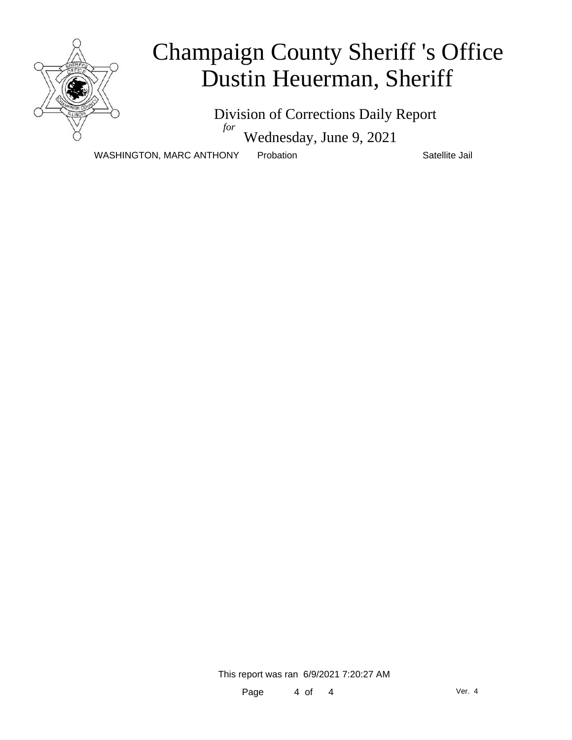# Champaign County Sheriff 's Office
# Dustin Heuerman, Sheriff

Division of Corrections Daily Report

*for* Wednesday, June 9, 2021

| | | |
|---|---|---|
| WASHINGTON, MARC ANTHONY | Probation | Satellite Jail |

This report was ran 6/9/2021 7:20:27 AM

Ver. 4